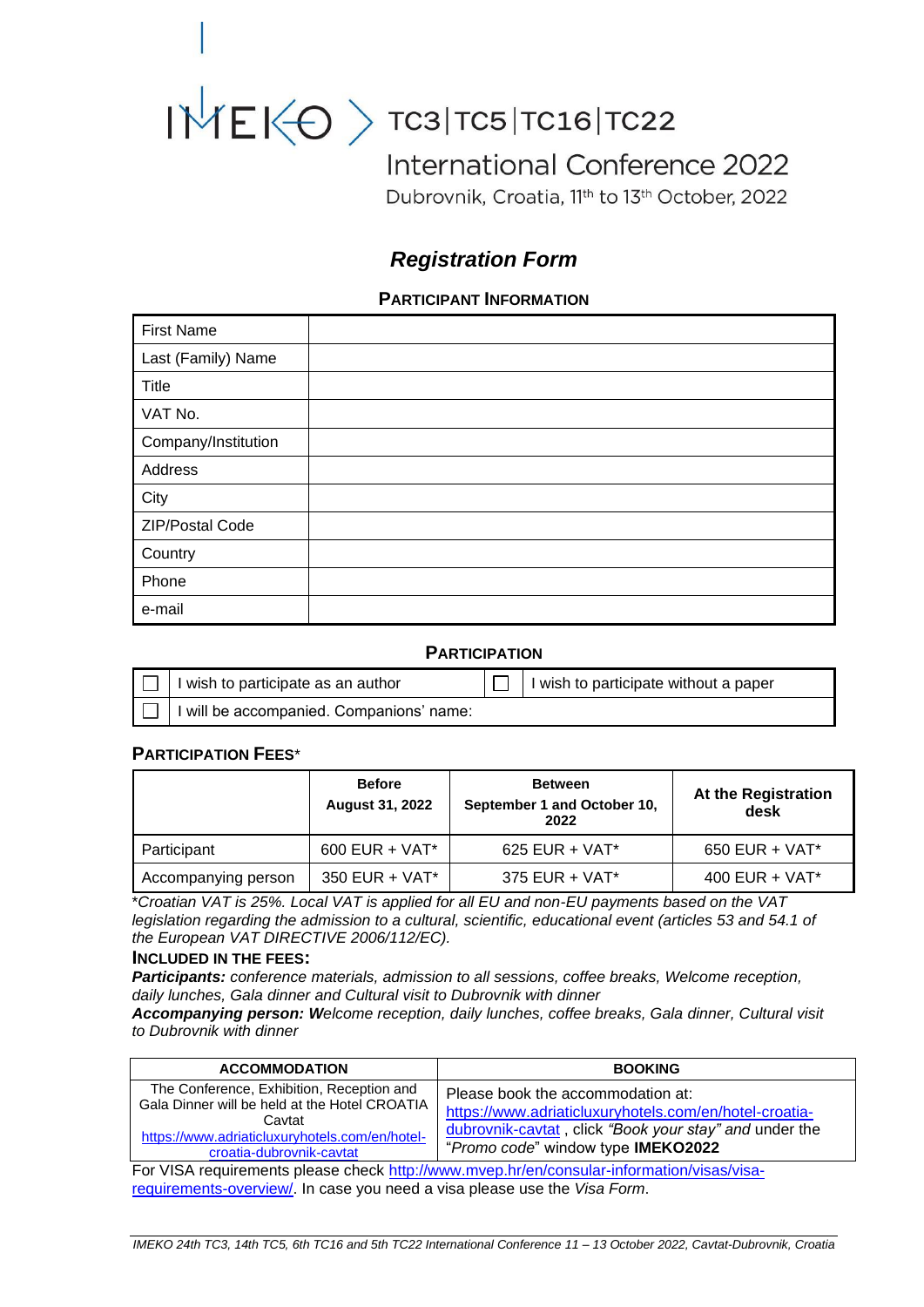IMEKO TC3|TC5|TC16|TC22

International Conference 2022

Dubrovnik, Croatia, 11th to 13th October, 2022

# *Registration Form*

## PARTICIPANT INFORMATION

| First Name | |
|---|---|
| Last (Family) Name | |
| Title | |
| VAT No. | |
| Company/Institution | |
| Address | |
| City | |
| ZIP/Postal Code | |
| Country | |
| Phone | |
| e-mail | |

## PARTICIPATION

| ☐ | I wish to participate as an author | ☐ | I wish to participate without a paper |
|---|---|---|---|
| ☐ | I will be accompanied. Companions' name: | | |

### PARTICIPATION FEES*

| | **Before August 31, 2022** | **Between September 1 and October 10, 2022** | **At the Registration desk** |
|---|---|---|---|
| Participant | 600 EUR + VAT* | 625 EUR + VAT* | 650 EUR + VAT* |
| Accompanying person | 350 EUR + VAT* | 375 EUR + VAT* | 400 EUR + VAT* |

**Croatian VAT is 25%. Local VAT is applied for all EU and non-EU payments based on the VAT legislation regarding the admission to a cultural, scientific, educational event (articles 53 and 54.1 of the European VAT DIRECTIVE 2006/112/EC).*

### INCLUDED IN THE FEES:

***Participants:** conference materials, admission to all sessions, coffee breaks, Welcome reception, daily lunches, Gala dinner and Cultural visit to Dubrovnik with dinner*

***Accompanying person:** **W**elcome reception, daily lunches, coffee breaks, Gala dinner, Cultural visit to Dubrovnik with dinner*

| **ACCOMMODATION** | **BOOKING** |
|---|---|
| The Conference, Exhibition, Reception and Gala Dinner will be held at the Hotel CROATIA Cavtat https://www.adriaticluxuryhotels.com/en/hotel-croatia-dubrovnik-cavtat | Please book the accommodation at: https://www.adriaticluxuryhotels.com/en/hotel-croatia-dubrovnik-cavtat , click *"Book your stay" and* under the "*Promo code*" window type **IMEKO2022** |

For VISA requirements please check http://www.mvep.hr/en/consular-information/visas/visa-requirements-overview/. In case you need a visa please use the *Visa Form*.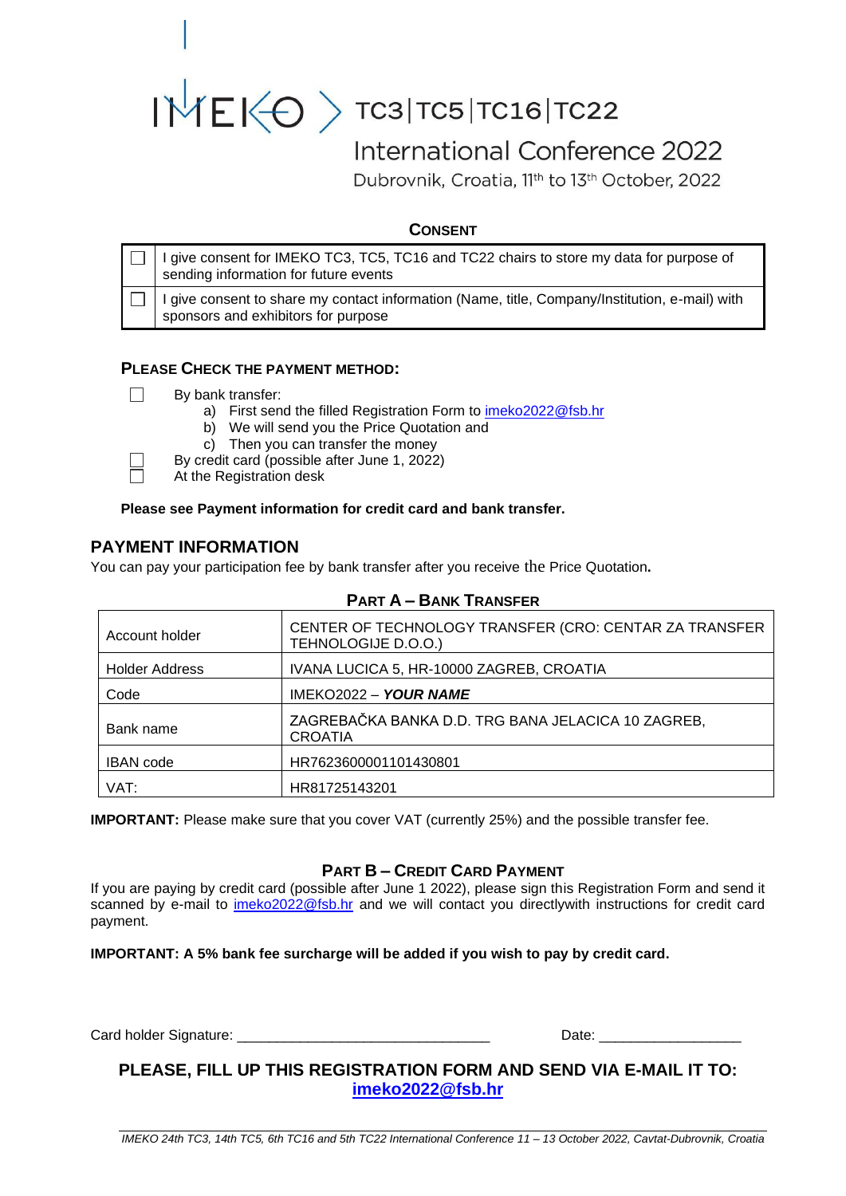# IMEKO TC3|TC5|TC16|TC22

## International Conference 2022

Dubrovnik, Croatia, 11th to 13th October, 2022

### CONSENT

| | |
|---|---|
| ☐ | I give consent for IMEKO TC3, TC5, TC16 and TC22 chairs to store my data for purpose of sending information for future events |
| ☐ | I give consent to share my contact information (Name, title, Company/Institution, e-mail) with sponsors and exhibitors for purpose |

### PLEASE CHECK THE PAYMENT METHOD:

☐ By bank transfer:

a) First send the filled Registration Form to imeko2022@fsb.hr
b) We will send you the Price Quotation and
c) Then you can transfer the money

☐ By credit card (possible after June 1, 2022)

☐ At the Registration desk

**Please see Payment information for credit card and bank transfer.**

## PAYMENT INFORMATION

You can pay your participation fee by bank transfer after you receive the Price Quotation**.**

### PART A – BANK TRANSFER

| | |
|---|---|
| Account holder | CENTER OF TECHNOLOGY TRANSFER (CRO: CENTAR ZA TRANSFER TEHNOLOGIJE D.O.O.) |
| Holder Address | IVANA LUCICA 5, HR-10000 ZAGREB, CROATIA |
| Code | IMEKO2022 – ***YOUR NAME*** |
| Bank name | ZAGREBAČKA BANKA D.D. TRG BANA JELACICA 10 ZAGREB, CROATIA |
| IBAN code | HR7623600001101430801 |
| VAT: | HR81725143201 |

**IMPORTANT:** Please make sure that you cover VAT (currently 25%) and the possible transfer fee.

### PART B – CREDIT CARD PAYMENT

If you are paying by credit card (possible after June 1 2022), please sign this Registration Form and send it scanned by e-mail to imeko2022@fsb.hr and we will contact you directlywith instructions for credit card payment.

**IMPORTANT: A 5% bank fee surcharge will be added if you wish to pay by credit card.**

Card holder Signature: _______________________________ Date: _________________

**PLEASE, FILL UP THIS REGISTRATION FORM AND SEND VIA E-MAIL IT TO: imeko2022@fsb.hr**